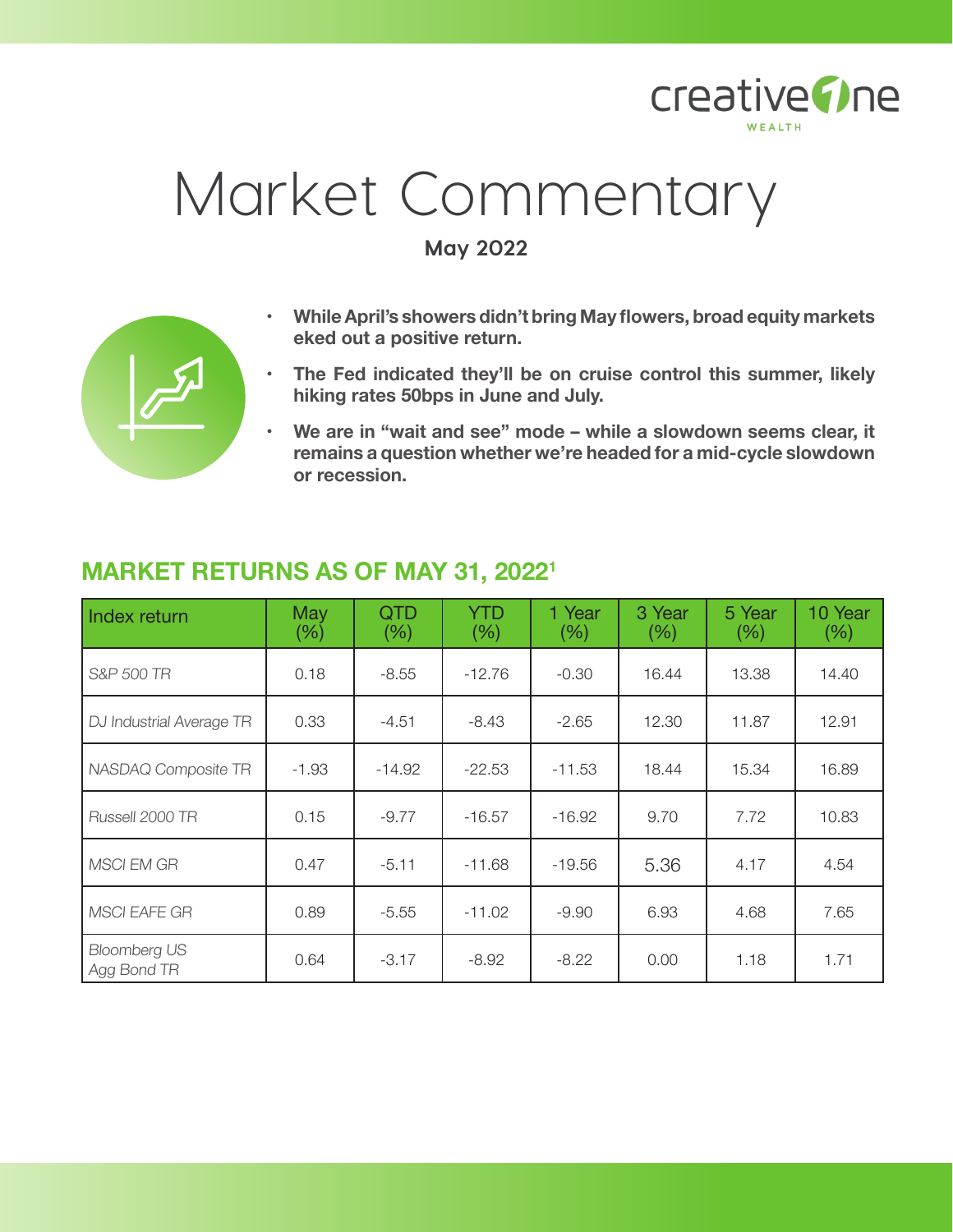# Market Commentary

**May 2022**

- **While April's showers didn't bring May flowers, broad equity markets eked out a positive return.**
- **The Fed indicated they'll be on cruise control this summer, likely hiking rates 50bps in June and July.**
- **We are in "wait and see" mode – while a slowdown seems clear, it remains a question whether we're headed for a mid-cycle slowdown or recession.**

## MARKET RETURNS AS OF MAY 31, 2022[1]

| Index return | May (%) | QTD (%) | YTD (%) | 1 Year (%) | 3 Year (%) | 5 Year (%) | 10 Year (%) |
|---|---|---|---|---|---|---|---|
| *S&P 500 TR* | 0.18 | -8.55 | -12.76 | -0.30 | 16.44 | 13.38 | 14.40 |
| *DJ Industrial Average TR* | 0.33 | -4.51 | -8.43 | -2.65 | 12.30 | 11.87 | 12.91 |
| *NASDAQ Composite TR* | -1.93 | -14.92 | -22.53 | -11.53 | 18.44 | 15.34 | 16.89 |
| *Russell 2000 TR* | 0.15 | -9.77 | -16.57 | -16.92 | 9.70 | 7.72 | 10.83 |
| *MSCI EM GR* | 0.47 | -5.11 | -11.68 | -19.56 | 5.36 | 4.17 | 4.54 |
| *MSCI EAFE GR* | 0.89 | -5.55 | -11.02 | -9.90 | 6.93 | 4.68 | 7.65 |
| *Bloomberg US Agg Bond TR* | 0.64 | -3.17 | -8.92 | -8.22 | 0.00 | 1.18 | 1.71 |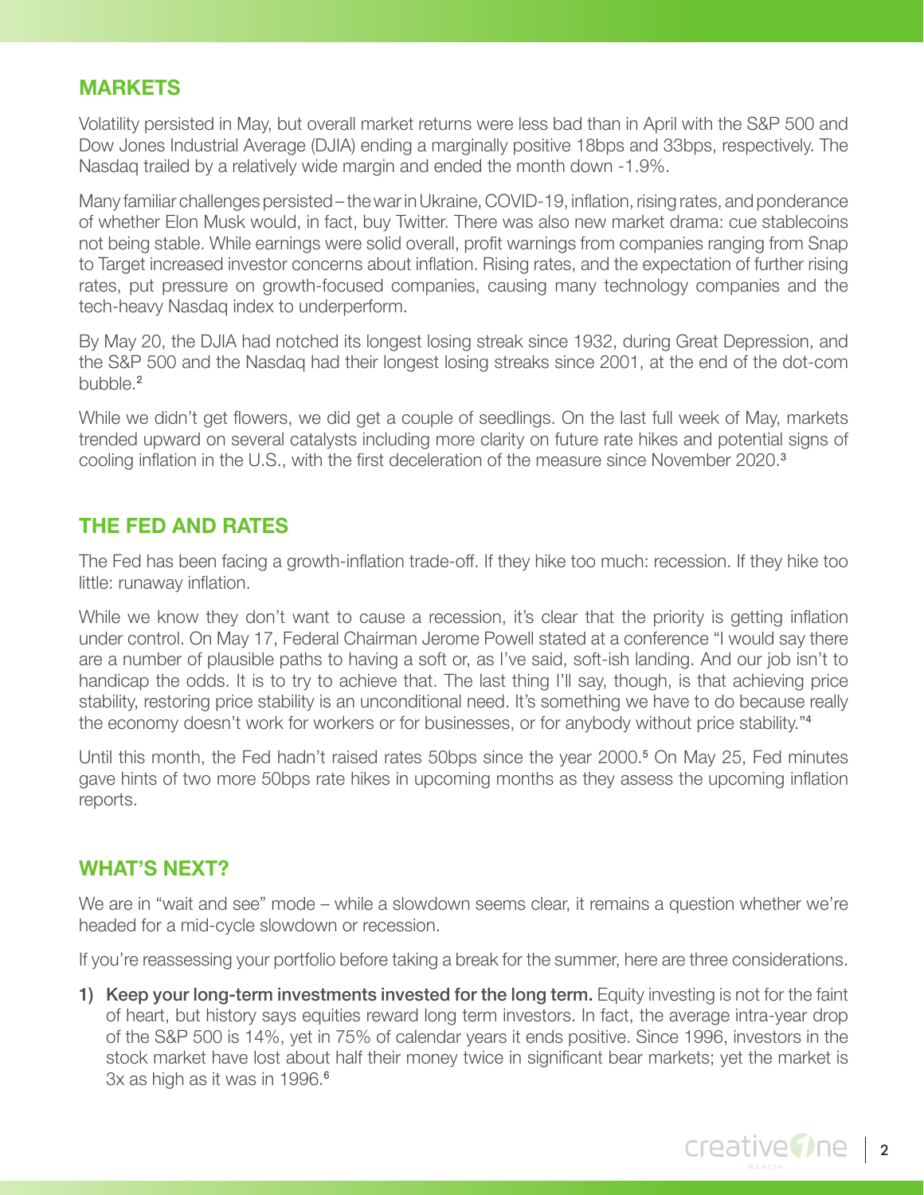## MARKETS

Volatility persisted in May, but overall market returns were less bad than in April with the S&P 500 and Dow Jones Industrial Average (DJIA) ending a marginally positive 18bps and 33bps, respectively. The Nasdaq trailed by a relatively wide margin and ended the month down -1.9%.

Many familiar challenges persisted – the war in Ukraine, COVID-19, inflation, rising rates, and ponderance of whether Elon Musk would, in fact, buy Twitter. There was also new market drama: cue stablecoins not being stable. While earnings were solid overall, profit warnings from companies ranging from Snap to Target increased investor concerns about inflation. Rising rates, and the expectation of further rising rates, put pressure on growth-focused companies, causing many technology companies and the tech-heavy Nasdaq index to underperform.

By May 20, the DJIA had notched its longest losing streak since 1932, during Great Depression, and the S&P 500 and the Nasdaq had their longest losing streaks since 2001, at the end of the dot-com bubble.[2]

While we didn't get flowers, we did get a couple of seedlings. On the last full week of May, markets trended upward on several catalysts including more clarity on future rate hikes and potential signs of cooling inflation in the U.S., with the first deceleration of the measure since November 2020.[3]

## THE FED AND RATES

The Fed has been facing a growth-inflation trade-off. If they hike too much: recession. If they hike too little: runaway inflation.

While we know they don't want to cause a recession, it's clear that the priority is getting inflation under control. On May 17, Federal Chairman Jerome Powell stated at a conference "I would say there are a number of plausible paths to having a soft or, as I've said, soft-ish landing. And our job isn't to handicap the odds. It is to try to achieve that. The last thing I'll say, though, is that achieving price stability, restoring price stability is an unconditional need. It's something we have to do because really the economy doesn't work for workers or for businesses, or for anybody without price stability."[4]

Until this month, the Fed hadn't raised rates 50bps since the year 2000.[5] On May 25, Fed minutes gave hints of two more 50bps rate hikes in upcoming months as they assess the upcoming inflation reports.

## WHAT'S NEXT?

We are in "wait and see" mode – while a slowdown seems clear, it remains a question whether we're headed for a mid-cycle slowdown or recession.

If you're reassessing your portfolio before taking a break for the summer, here are three considerations.

1) **Keep your long-term investments invested for the long term.** Equity investing is not for the faint of heart, but history says equities reward long term investors. In fact, the average intra-year drop of the S&P 500 is 14%, yet in 75% of calendar years it ends positive. Since 1996, investors in the stock market have lost about half their money twice in significant bear markets; yet the market is 3x as high as it was in 1996.[6]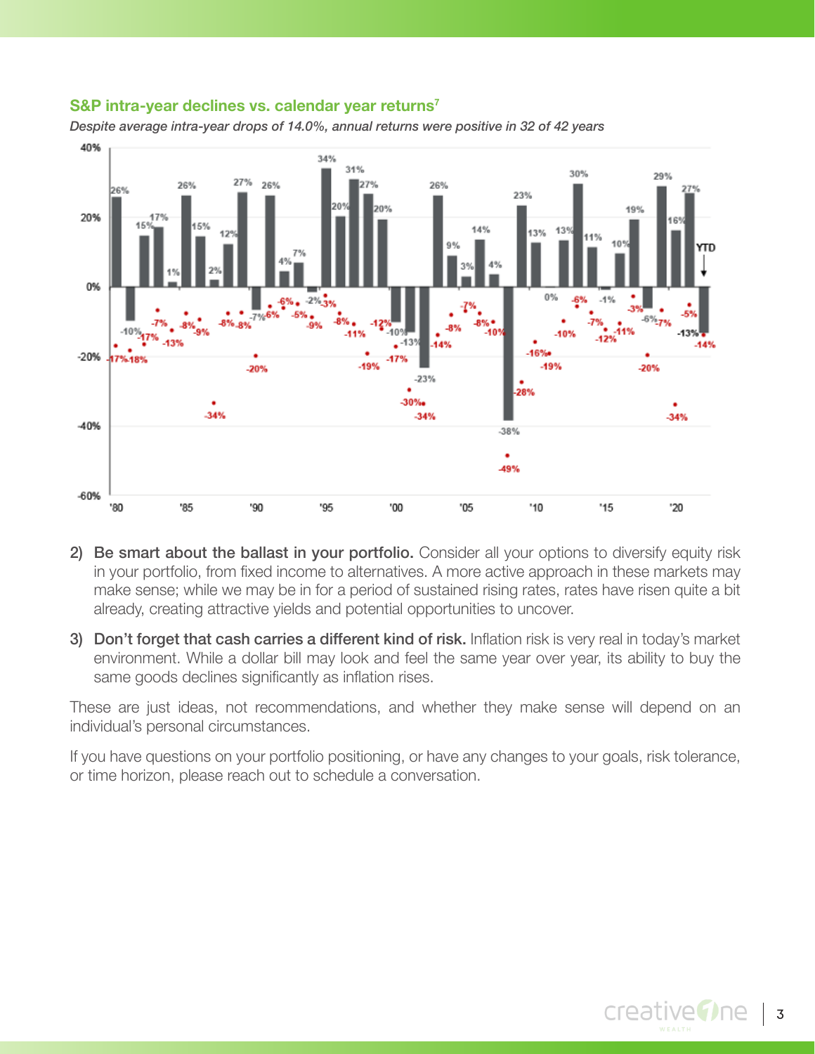### S&P intra-year declines vs. calendar year returns[7]

*Despite average intra-year drops of 14.0%, annual returns were positive in 32 of 42 years*

2) **Be smart about the ballast in your portfolio.** Consider all your options to diversify equity risk in your portfolio, from fixed income to alternatives. A more active approach in these markets may make sense; while we may be in for a period of sustained rising rates, rates have risen quite a bit already, creating attractive yields and potential opportunities to uncover.

3) **Don't forget that cash carries a different kind of risk.** Inflation risk is very real in today's market environment. While a dollar bill may look and feel the same year over year, its ability to buy the same goods declines significantly as inflation rises.

These are just ideas, not recommendations, and whether they make sense will depend on an individual's personal circumstances.

If you have questions on your portfolio positioning, or have any changes to your goals, risk tolerance, or time horizon, please reach out to schedule a conversation.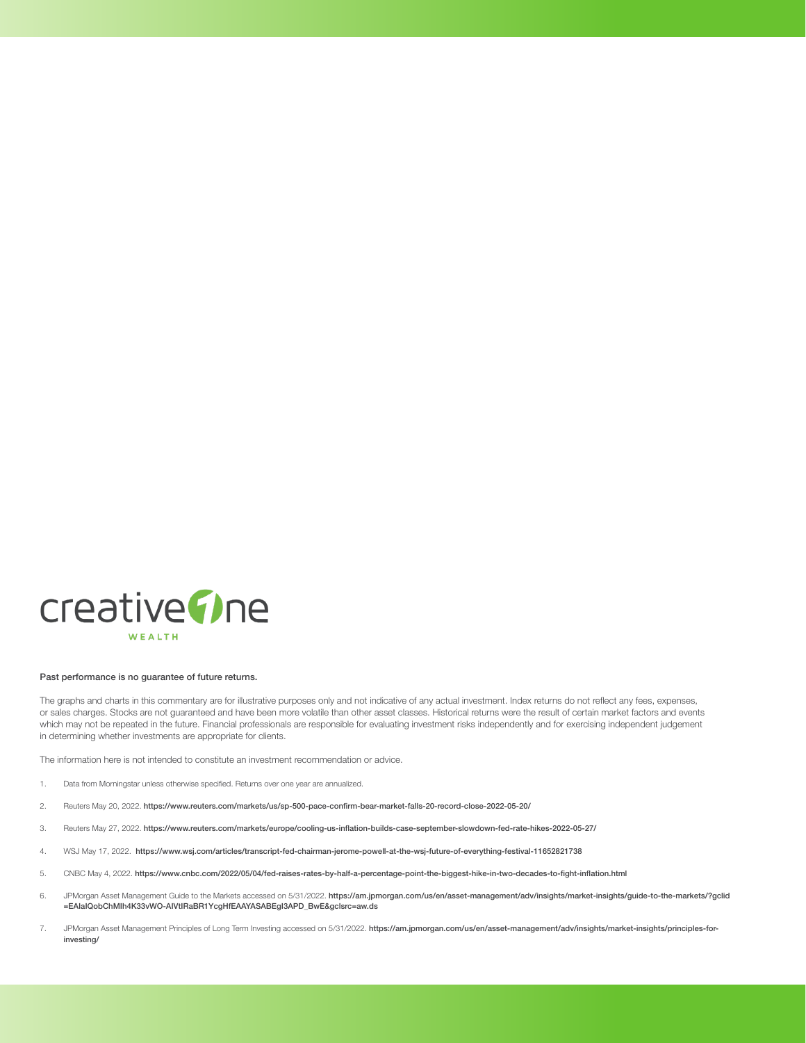creativeOne

WEALTH

**Past performance is no guarantee of future returns.**

The graphs and charts in this commentary are for illustrative purposes only and not indicative of any actual investment. Index returns do not reflect any fees, expenses, or sales charges. Stocks are not guaranteed and have been more volatile than other asset classes. Historical returns were the result of certain market factors and events which may not be repeated in the future. Financial professionals are responsible for evaluating investment risks independently and for exercising independent judgement in determining whether investments are appropriate for clients.

The information here is not intended to constitute an investment recommendation or advice.

1. Data from Morningstar unless otherwise specified. Returns over one year are annualized.
2. Reuters May 20, 2022. https://www.reuters.com/markets/us/sp-500-pace-confirm-bear-market-falls-20-record-close-2022-05-20/
3. Reuters May 27, 2022. https://www.reuters.com/markets/europe/cooling-us-inflation-builds-case-september-slowdown-fed-rate-hikes-2022-05-27/
4. WSJ May 17, 2022. https://www.wsj.com/articles/transcript-fed-chairman-jerome-powell-at-the-wsj-future-of-everything-festival-11652821738
5. CNBC May 4, 2022. https://www.cnbc.com/2022/05/04/fed-raises-rates-by-half-a-percentage-point-the-biggest-hike-in-two-decades-to-fight-inflation.html
6. JPMorgan Asset Management Guide to the Markets accessed on 5/31/2022. https://am.jpmorgan.com/us/en/asset-management/adv/insights/market-insights/guide-to-the-markets/?gclid=EAIaIQobChMIh4K33vWO-AIVtIRaBR1YcgHfEAAYASABEgI3APD_BwE&gclsrc=aw.ds
7. JPMorgan Asset Management Principles of Long Term Investing accessed on 5/31/2022. https://am.jpmorgan.com/us/en/asset-management/adv/insights/market-insights/principles-for-investing/